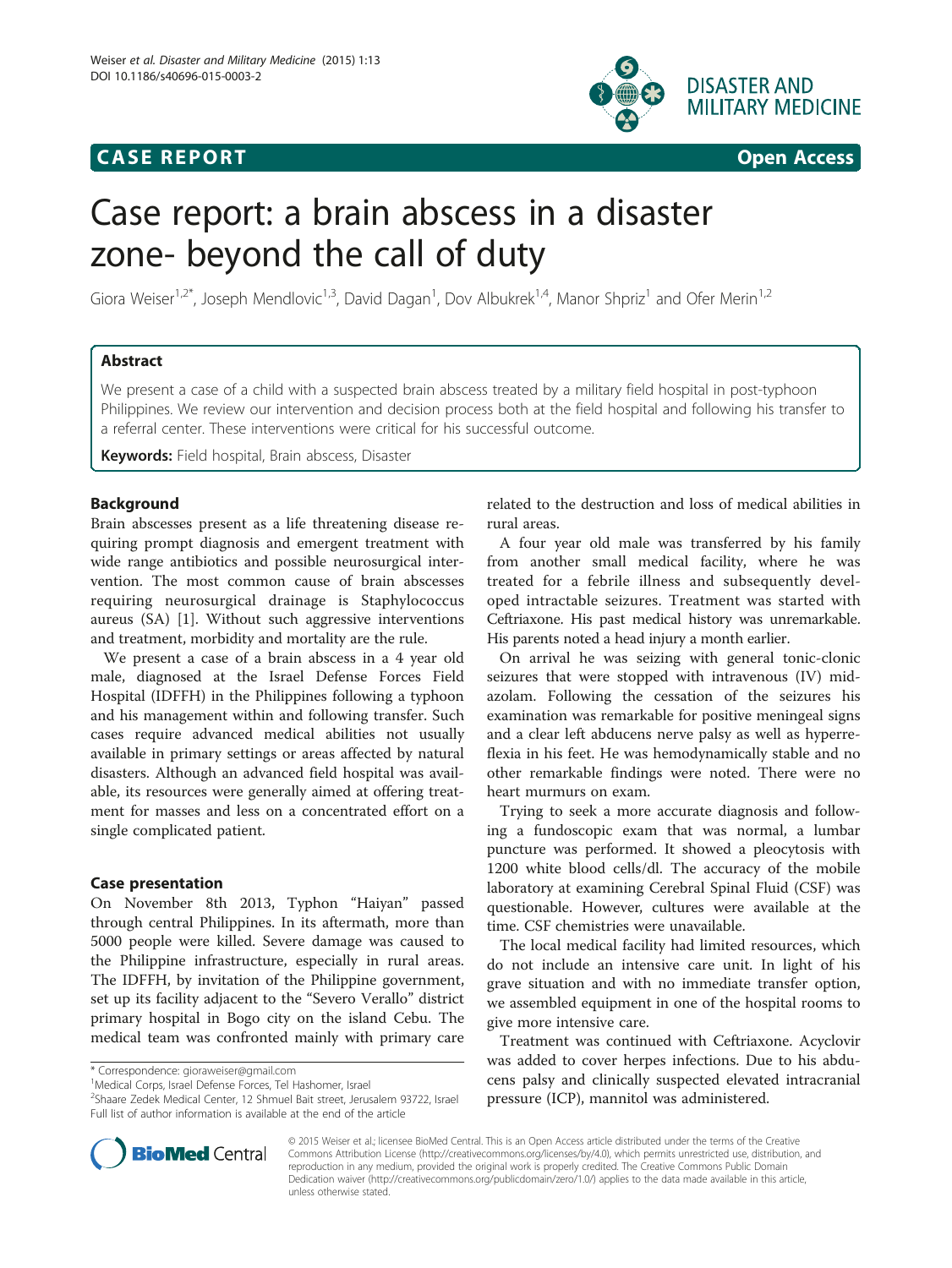CASE REPORT

Open Access

# Case report: a brain abscess in a disaster zone- beyond the call of duty

Giora Weiser[1,2*], Joseph Mendlovic[1,3], David Dagan[1], Dov Albukrek[1,4], Manor Shpriz[1] and Ofer Merin[1,2]

## Abstract

We present a case of a child with a suspected brain abscess treated by a military field hospital in post-typhoon Philippines. We review our intervention and decision process both at the field hospital and following his transfer to a referral center. These interventions were critical for his successful outcome.

**Keywords:** Field hospital, Brain abscess, Disaster

## Background

Brain abscesses present as a life threatening disease requiring prompt diagnosis and emergent treatment with wide range antibiotics and possible neurosurgical intervention. The most common cause of brain abscesses requiring neurosurgical drainage is Staphylococcus aureus (SA) [1]. Without such aggressive interventions and treatment, morbidity and mortality are the rule.

We present a case of a brain abscess in a 4 year old male, diagnosed at the Israel Defense Forces Field Hospital (IDFFH) in the Philippines following a typhoon and his management within and following transfer. Such cases require advanced medical abilities not usually available in primary settings or areas affected by natural disasters. Although an advanced field hospital was available, its resources were generally aimed at offering treatment for masses and less on a concentrated effort on a single complicated patient.

## Case presentation

On November 8th 2013, Typhoon "Haiyan" passed through central Philippines. In its aftermath, more than 5000 people were killed. Severe damage was caused to the Philippine infrastructure, especially in rural areas. The IDFFH, by invitation of the Philippine government, set up its facility adjacent to the "Severo Verallo" district primary hospital in Bogo city on the island Cebu. The medical team was confronted mainly with primary care related to the destruction and loss of medical abilities in rural areas.

A four year old male was transferred by his family from another small medical facility, where he was treated for a febrile illness and subsequently developed intractable seizures. Treatment was started with Ceftriaxone. His past medical history was unremarkable. His parents noted a head injury a month earlier.

On arrival he was seizing with general tonic-clonic seizures that were stopped with intravenous (IV) midazolam. Following the cessation of the seizures his examination was remarkable for positive meningeal signs and a clear left abducens nerve palsy as well as hyperreflexia in his feet. He was hemodynamically stable and no other remarkable findings were noted. There were no heart murmurs on exam.

Trying to seek a more accurate diagnosis and following a fundoscopic exam that was normal, a lumbar puncture was performed. It showed a pleocytosis with 1200 white blood cells/dl. The accuracy of the mobile laboratory at examining Cerebral Spinal Fluid (CSF) was questionable. However, cultures were available at the time. CSF chemistries were unavailable.

The local medical facility had limited resources, which do not include an intensive care unit. In light of his grave situation and with no immediate transfer option, we assembled equipment in one of the hospital rooms to give more intensive care.

Treatment was continued with Ceftriaxone. Acyclovir was added to cover herpes infections. Due to his abducens palsy and clinically suspected elevated intracranial pressure (ICP), mannitol was administered.

* Correspondence: gioraweiser@gmail.com
[1]Medical Corps, Israel Defense Forces, Tel Hashomer, Israel
[2]Shaare Zedek Medical Center, 12 Shmuel Bait street, Jerusalem 93722, Israel
Full list of author information is available at the end of the article

© 2015 Weiser et al.; licensee BioMed Central. This is an Open Access article distributed under the terms of the Creative Commons Attribution License (http://creativecommons.org/licenses/by/4.0), which permits unrestricted use, distribution, and reproduction in any medium, provided the original work is properly credited. The Creative Commons Public Domain Dedication waiver (http://creativecommons.org/publicdomain/zero/1.0/) applies to the data made available in this article, unless otherwise stated.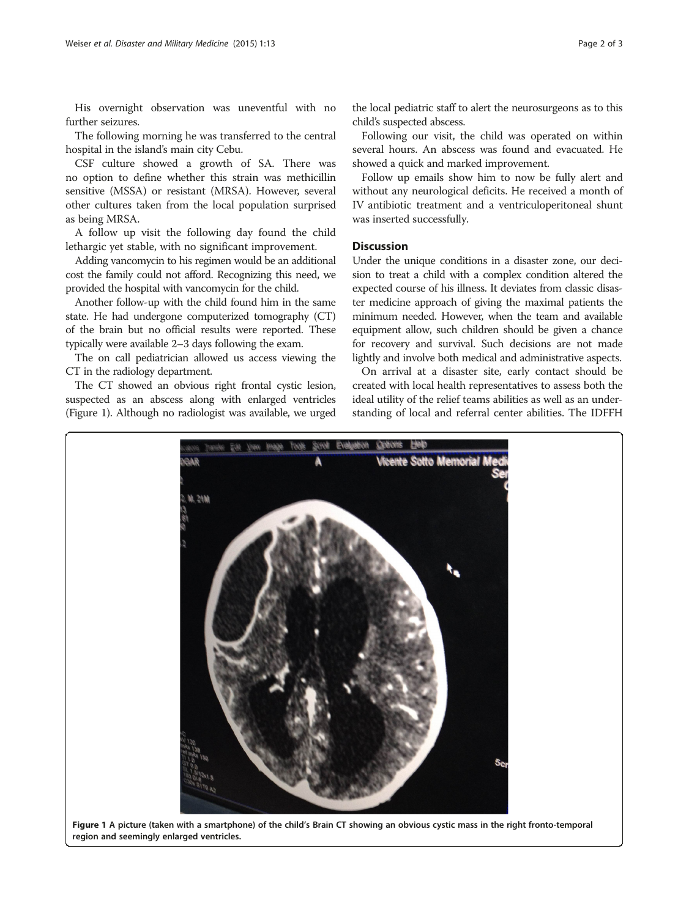His overnight observation was uneventful with no further seizures.

The following morning he was transferred to the central hospital in the island's main city Cebu.

CSF culture showed a growth of SA. There was no option to define whether this strain was methicillin sensitive (MSSA) or resistant (MRSA). However, several other cultures taken from the local population surprised as being MRSA.

A follow up visit the following day found the child lethargic yet stable, with no significant improvement.

Adding vancomycin to his regimen would be an additional cost the family could not afford. Recognizing this need, we provided the hospital with vancomycin for the child.

Another follow-up with the child found him in the same state. He had undergone computerized tomography (CT) of the brain but no official results were reported. These typically were available 2–3 days following the exam.

The on call pediatrician allowed us access viewing the CT in the radiology department.

The CT showed an obvious right frontal cystic lesion, suspected as an abscess along with enlarged ventricles (Figure 1). Although no radiologist was available, we urged the local pediatric staff to alert the neurosurgeons as to this child's suspected abscess.

Following our visit, the child was operated on within several hours. An abscess was found and evacuated. He showed a quick and marked improvement.

Follow up emails show him to now be fully alert and without any neurological deficits. He received a month of IV antibiotic treatment and a ventriculoperitoneal shunt was inserted successfully.

## Discussion

Under the unique conditions in a disaster zone, our decision to treat a child with a complex condition altered the expected course of his illness. It deviates from classic disaster medicine approach of giving the maximal patients the minimum needed. However, when the team and available equipment allow, such children should be given a chance for recovery and survival. Such decisions are not made lightly and involve both medical and administrative aspects.

On arrival at a disaster site, early contact should be created with local health representatives to assess both the ideal utility of the relief teams abilities as well as an understanding of local and referral center abilities. The IDFFH

**Figure 1 A picture (taken with a smartphone) of the child's Brain CT showing an obvious cystic mass in the right fronto-temporal region and seemingly enlarged ventricles.**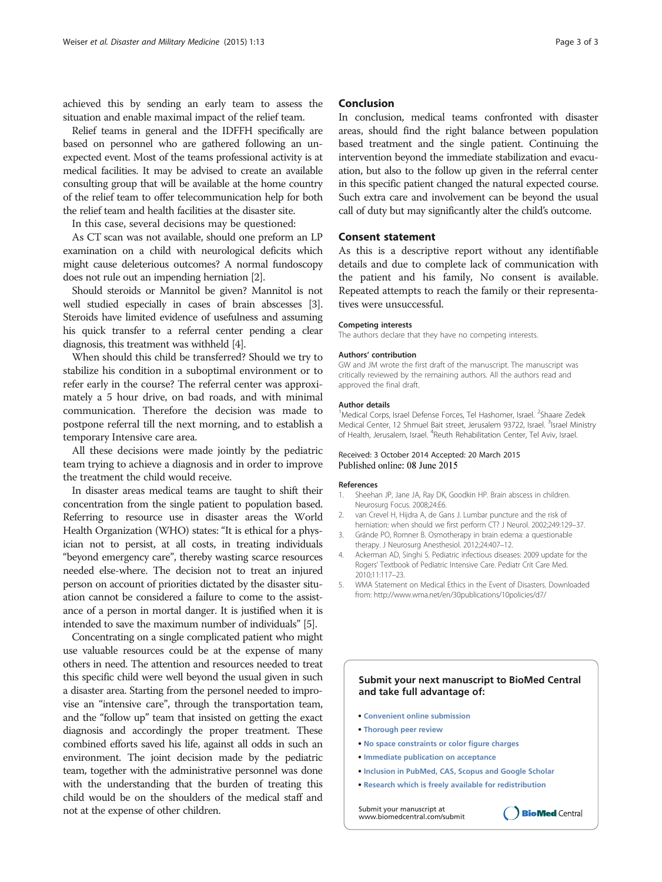achieved this by sending an early team to assess the situation and enable maximal impact of the relief team.

Relief teams in general and the IDFFH specifically are based on personnel who are gathered following an unexpected event. Most of the teams professional activity is at medical facilities. It may be advised to create an available consulting group that will be available at the home country of the relief team to offer telecommunication help for both the relief team and health facilities at the disaster site.

In this case, several decisions may be questioned:

As CT scan was not available, should one preform an LP examination on a child with neurological deficits which might cause deleterious outcomes? A normal fundoscopy does not rule out an impending herniation [2].

Should steroids or Mannitol be given? Mannitol is not well studied especially in cases of brain abscesses [3]. Steroids have limited evidence of usefulness and assuming his quick transfer to a referral center pending a clear diagnosis, this treatment was withheld [4].

When should this child be transferred? Should we try to stabilize his condition in a suboptimal environment or to refer early in the course? The referral center was approximately a 5 hour drive, on bad roads, and with minimal communication. Therefore the decision was made to postpone referral till the next morning, and to establish a temporary Intensive care area.

All these decisions were made jointly by the pediatric team trying to achieve a diagnosis and in order to improve the treatment the child would receive.

In disaster areas medical teams are taught to shift their concentration from the single patient to population based. Referring to resource use in disaster areas the World Health Organization (WHO) states: "It is ethical for a physician not to persist, at all costs, in treating individuals "beyond emergency care", thereby wasting scarce resources needed else-where. The decision not to treat an injured person on account of priorities dictated by the disaster situation cannot be considered a failure to come to the assistance of a person in mortal danger. It is justified when it is intended to save the maximum number of individuals" [5].

Concentrating on a single complicated patient who might use valuable resources could be at the expense of many others in need. The attention and resources needed to treat this specific child were well beyond the usual given in such a disaster area. Starting from the personel needed to improvise an "intensive care", through the transportation team, and the "follow up" team that insisted on getting the exact diagnosis and accordingly the proper treatment. These combined efforts saved his life, against all odds in such an environment. The joint decision made by the pediatric team, together with the administrative personnel was done with the understanding that the burden of treating this child would be on the shoulders of the medical staff and not at the expense of other children.

## Conclusion

In conclusion, medical teams confronted with disaster areas, should find the right balance between population based treatment and the single patient. Continuing the intervention beyond the immediate stabilization and evacuation, but also to the follow up given in the referral center in this specific patient changed the natural expected course. Such extra care and involvement can be beyond the usual call of duty but may significantly alter the child's outcome.

## Consent statement

As this is a descriptive report without any identifiable details and due to complete lack of communication with the patient and his family, No consent is available. Repeated attempts to reach the family or their representatives were unsuccessful.

#### Competing interests

The authors declare that they have no competing interests.

#### Authors' contribution

GW and JM wrote the first draft of the manuscript. The manuscript was critically reviewed by the remaining authors. All the authors read and approved the final draft.

#### Author details

[1]Medical Corps, Israel Defense Forces, Tel Hashomer, Israel. [2]Shaare Zedek Medical Center, 12 Shmuel Bait street, Jerusalem 93722, Israel. [3]Israel Ministry of Health, Jerusalem, Israel. [4]Reuth Rehabilitation Center, Tel Aviv, Israel.

Received: 3 October 2014 Accepted: 20 March 2015
Published online: 08 June 2015

#### References

1. Sheehan JP, Jane JA, Ray DK, Goodkin HP. Brain abscess in children. Neurosurg Focus. 2008;24:E6.
2. van Crevel H, Hijdra A, de Gans J. Lumbar puncture and the risk of herniation: when should we first perform CT? J Neurol. 2002;249:129–37.
3. Grände PO, Romner B. Osmotherapy in brain edema: a questionable therapy. J Neurosurg Anesthesiol. 2012;24:407–12.
4. Ackerman AD, Singhi S. Pediatric infectious diseases: 2009 update for the Rogers' Textbook of Pediatric Intensive Care. Pediatr Crit Care Med. 2010;11:117–23.
5. WMA Statement on Medical Ethics in the Event of Disasters. Downloaded from: http://www.wma.net/en/30publications/10policies/d7/

**Submit your next manuscript to BioMed Central and take full advantage of:**

- Convenient online submission
- Thorough peer review
- No space constraints or color figure charges
- Immediate publication on acceptance
- Inclusion in PubMed, CAS, Scopus and Google Scholar
- Research which is freely available for redistribution

Submit your manuscript at www.biomedcentral.com/submit

BioMed Central